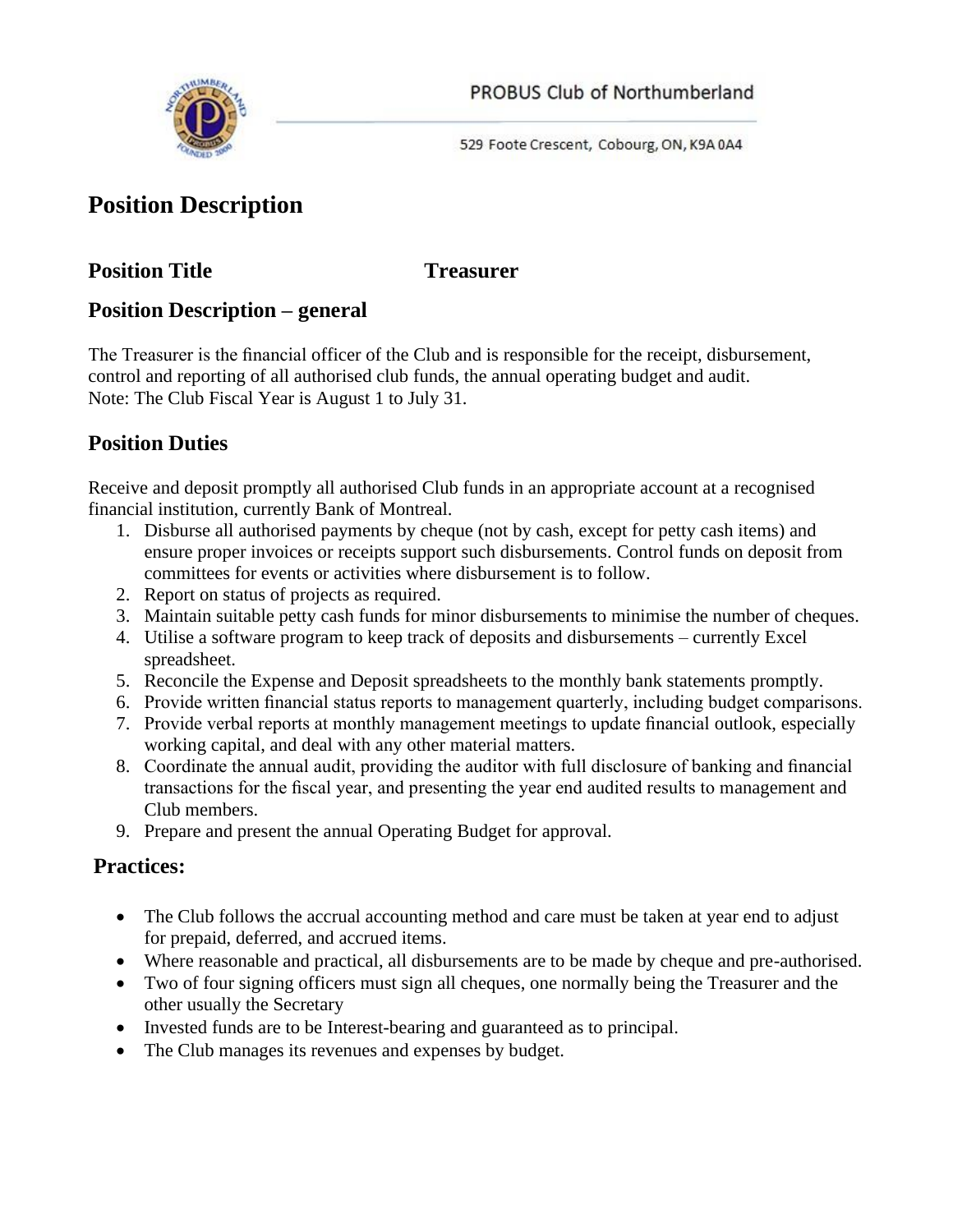PROBUS Club of Northumberland

529 Foote Crescent, Cobourg, ON, K9A 0A4

# Position Description

## Position Title Treasurer

## Position Description – general

The Treasurer is the financial officer of the Club and is responsible for the receipt, disbursement, control and reporting of all authorised club funds, the annual operating budget and audit.
Note: The Club Fiscal Year is August 1 to July 31.

## Position Duties

Receive and deposit promptly all authorised Club funds in an appropriate account at a recognised financial institution, currently Bank of Montreal.

1. Disburse all authorised payments by cheque (not by cash, except for petty cash items) and ensure proper invoices or receipts support such disbursements. Control funds on deposit from committees for events or activities where disbursement is to follow.
2. Report on status of projects as required.
3. Maintain suitable petty cash funds for minor disbursements to minimise the number of cheques.
4. Utilise a software program to keep track of deposits and disbursements – currently Excel spreadsheet.
5. Reconcile the Expense and Deposit spreadsheets to the monthly bank statements promptly.
6. Provide written financial status reports to management quarterly, including budget comparisons.
7. Provide verbal reports at monthly management meetings to update financial outlook, especially working capital, and deal with any other material matters.
8. Coordinate the annual audit, providing the auditor with full disclosure of banking and financial transactions for the fiscal year, and presenting the year end audited results to management and Club members.
9. Prepare and present the annual Operating Budget for approval.

## Practices:

- The Club follows the accrual accounting method and care must be taken at year end to adjust for prepaid, deferred, and accrued items.
- Where reasonable and practical, all disbursements are to be made by cheque and pre-authorised.
- Two of four signing officers must sign all cheques, one normally being the Treasurer and the other usually the Secretary
- Invested funds are to be Interest-bearing and guaranteed as to principal.
- The Club manages its revenues and expenses by budget.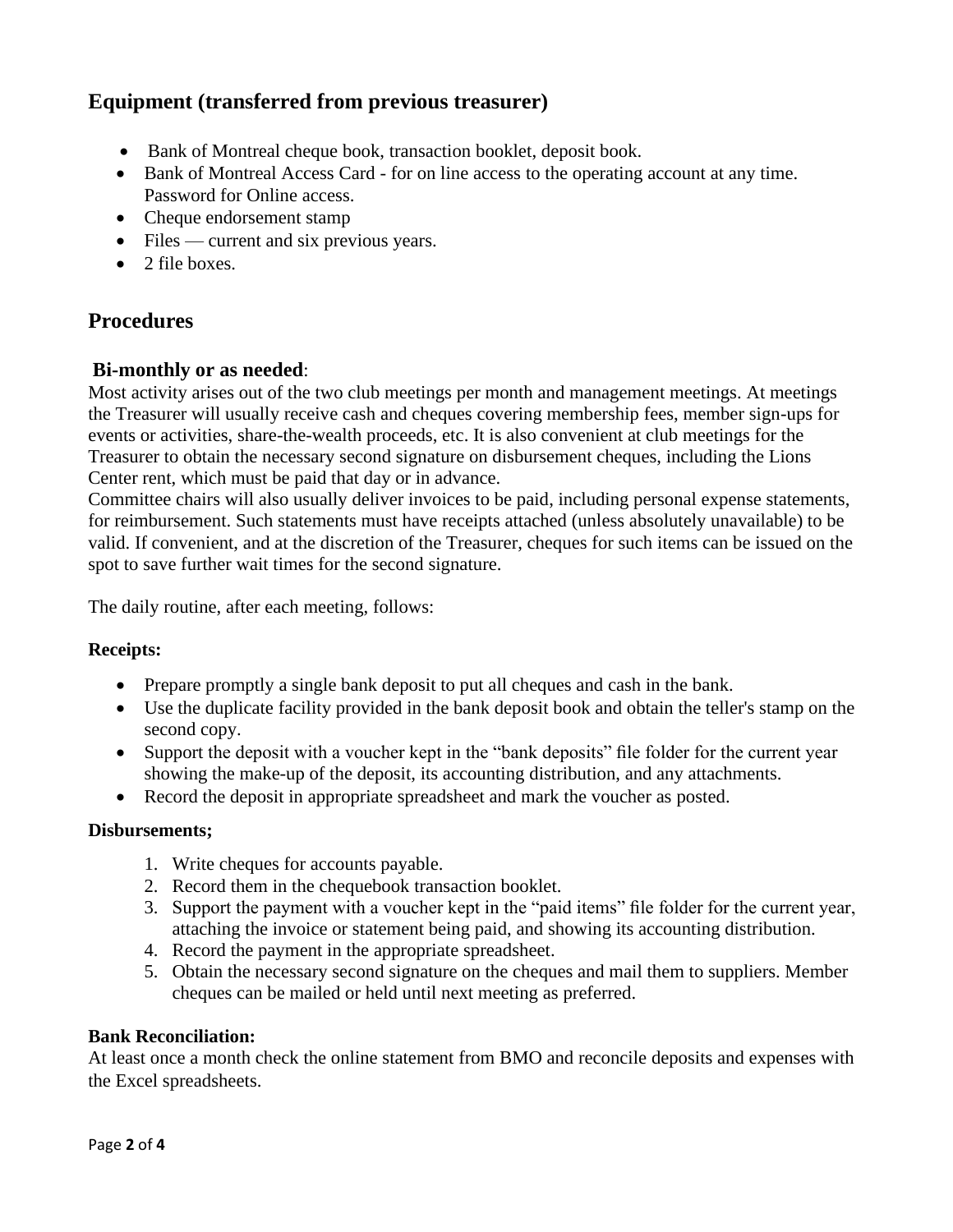## Equipment (transferred from previous treasurer)

- Bank of Montreal cheque book, transaction booklet, deposit book.
- Bank of Montreal Access Card - for on line access to the operating account at any time. Password for Online access.
- Cheque endorsement stamp
- Files — current and six previous years.
- 2 file boxes.

## Procedures

### Bi-monthly or as needed:

Most activity arises out of the two club meetings per month and management meetings. At meetings the Treasurer will usually receive cash and cheques covering membership fees, member sign-ups for events or activities, share-the-wealth proceeds, etc. It is also convenient at club meetings for the Treasurer to obtain the necessary second signature on disbursement cheques, including the Lions Center rent, which must be paid that day or in advance.
Committee chairs will also usually deliver invoices to be paid, including personal expense statements, for reimbursement. Such statements must have receipts attached (unless absolutely unavailable) to be valid. If convenient, and at the discretion of the Treasurer, cheques for such items can be issued on the spot to save further wait times for the second signature.

The daily routine, after each meeting, follows:

**Receipts:**

- Prepare promptly a single bank deposit to put all cheques and cash in the bank.
- Use the duplicate facility provided in the bank deposit book and obtain the teller's stamp on the second copy.
- Support the deposit with a voucher kept in the "bank deposits" file folder for the current year showing the make-up of the deposit, its accounting distribution, and any attachments.
- Record the deposit in appropriate spreadsheet and mark the voucher as posted.

**Disbursements;**

1. Write cheques for accounts payable.
2. Record them in the chequebook transaction booklet.
3. Support the payment with a voucher kept in the "paid items" file folder for the current year, attaching the invoice or statement being paid, and showing its accounting distribution.
4. Record the payment in the appropriate spreadsheet.
5. Obtain the necessary second signature on the cheques and mail them to suppliers. Member cheques can be mailed or held until next meeting as preferred.

**Bank Reconciliation:**
At least once a month check the online statement from BMO and reconcile deposits and expenses with the Excel spreadsheets.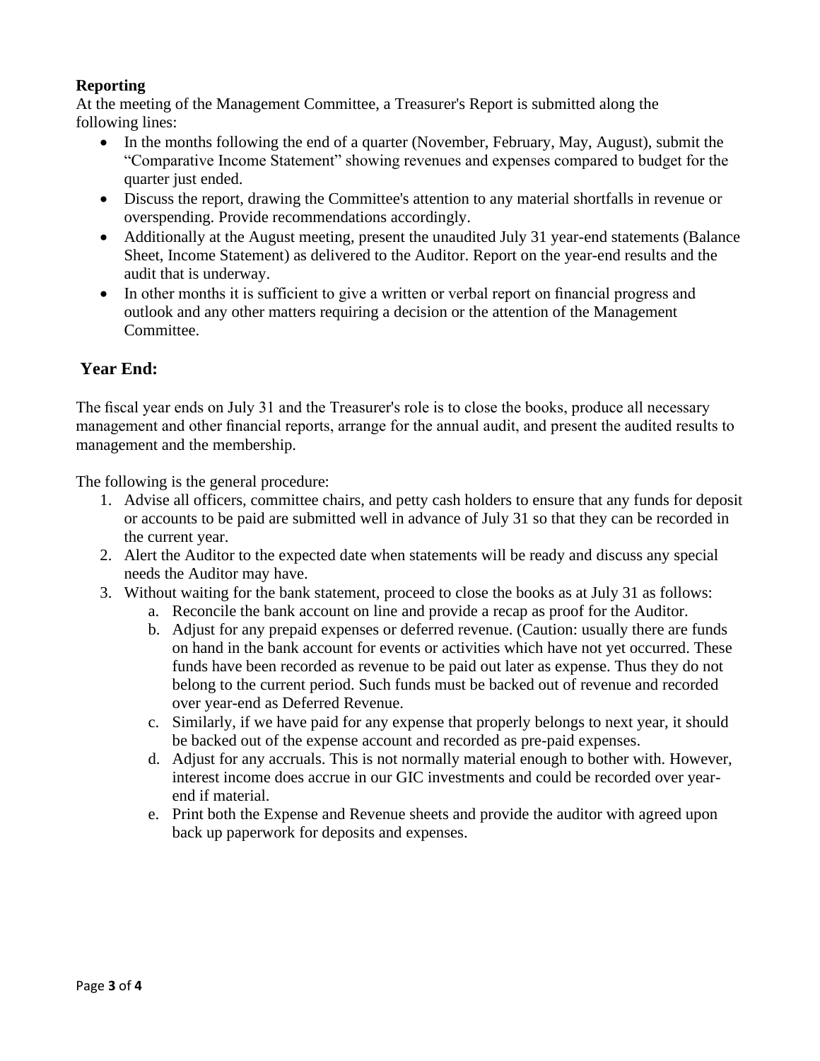**Reporting**

At the meeting of the Management Committee, a Treasurer's Report is submitted along the following lines:

- In the months following the end of a quarter (November, February, May, August), submit the "Comparative Income Statement" showing revenues and expenses compared to budget for the quarter just ended.
- Discuss the report, drawing the Committee's attention to any material shortfalls in revenue or overspending. Provide recommendations accordingly.
- Additionally at the August meeting, present the unaudited July 31 year-end statements (Balance Sheet, Income Statement) as delivered to the Auditor. Report on the year-end results and the audit that is underway.
- In other months it is sufficient to give a written or verbal report on financial progress and outlook and any other matters requiring a decision or the attention of the Management Committee.

## Year End:

The fiscal year ends on July 31 and the Treasurer's role is to close the books, produce all necessary management and other financial reports, arrange for the annual audit, and present the audited results to management and the membership.

The following is the general procedure:

1. Advise all officers, committee chairs, and petty cash holders to ensure that any funds for deposit or accounts to be paid are submitted well in advance of July 31 so that they can be recorded in the current year.
2. Alert the Auditor to the expected date when statements will be ready and discuss any special needs the Auditor may have.
3. Without waiting for the bank statement, proceed to close the books as at July 31 as follows:
   a. Reconcile the bank account on line and provide a recap as proof for the Auditor.
   b. Adjust for any prepaid expenses or deferred revenue. (Caution: usually there are funds on hand in the bank account for events or activities which have not yet occurred. These funds have been recorded as revenue to be paid out later as expense. Thus they do not belong to the current period. Such funds must be backed out of revenue and recorded over year-end as Deferred Revenue.
   c. Similarly, if we have paid for any expense that properly belongs to next year, it should be backed out of the expense account and recorded as pre-paid expenses.
   d. Adjust for any accruals. This is not normally material enough to bother with. However, interest income does accrue in our GIC investments and could be recorded over year-end if material.
   e. Print both the Expense and Revenue sheets and provide the auditor with agreed upon back up paperwork for deposits and expenses.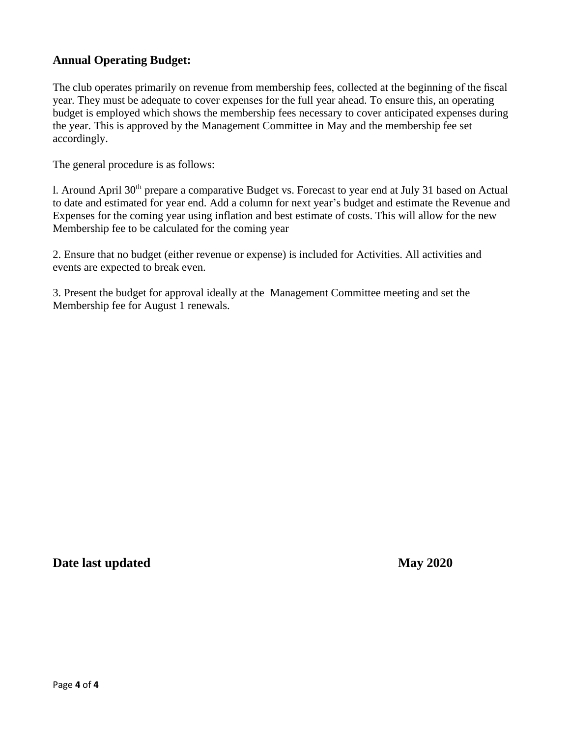## Annual Operating Budget:

The club operates primarily on revenue from membership fees, collected at the beginning of the fiscal year. They must be adequate to cover expenses for the full year ahead. To ensure this, an operating budget is employed which shows the membership fees necessary to cover anticipated expenses during the year. This is approved by the Management Committee in May and the membership fee set accordingly.

The general procedure is as follows:

l. Around April 30th prepare a comparative Budget vs. Forecast to year end at July 31 based on Actual to date and estimated for year end. Add a column for next year's budget and estimate the Revenue and Expenses for the coming year using inflation and best estimate of costs. This will allow for the new Membership fee to be calculated for the coming year

2. Ensure that no budget (either revenue or expense) is included for Activities. All activities and events are expected to break even.

3. Present the budget for approval ideally at the Management Committee meeting and set the Membership fee for August 1 renewals.

**Date last updated May 2020**